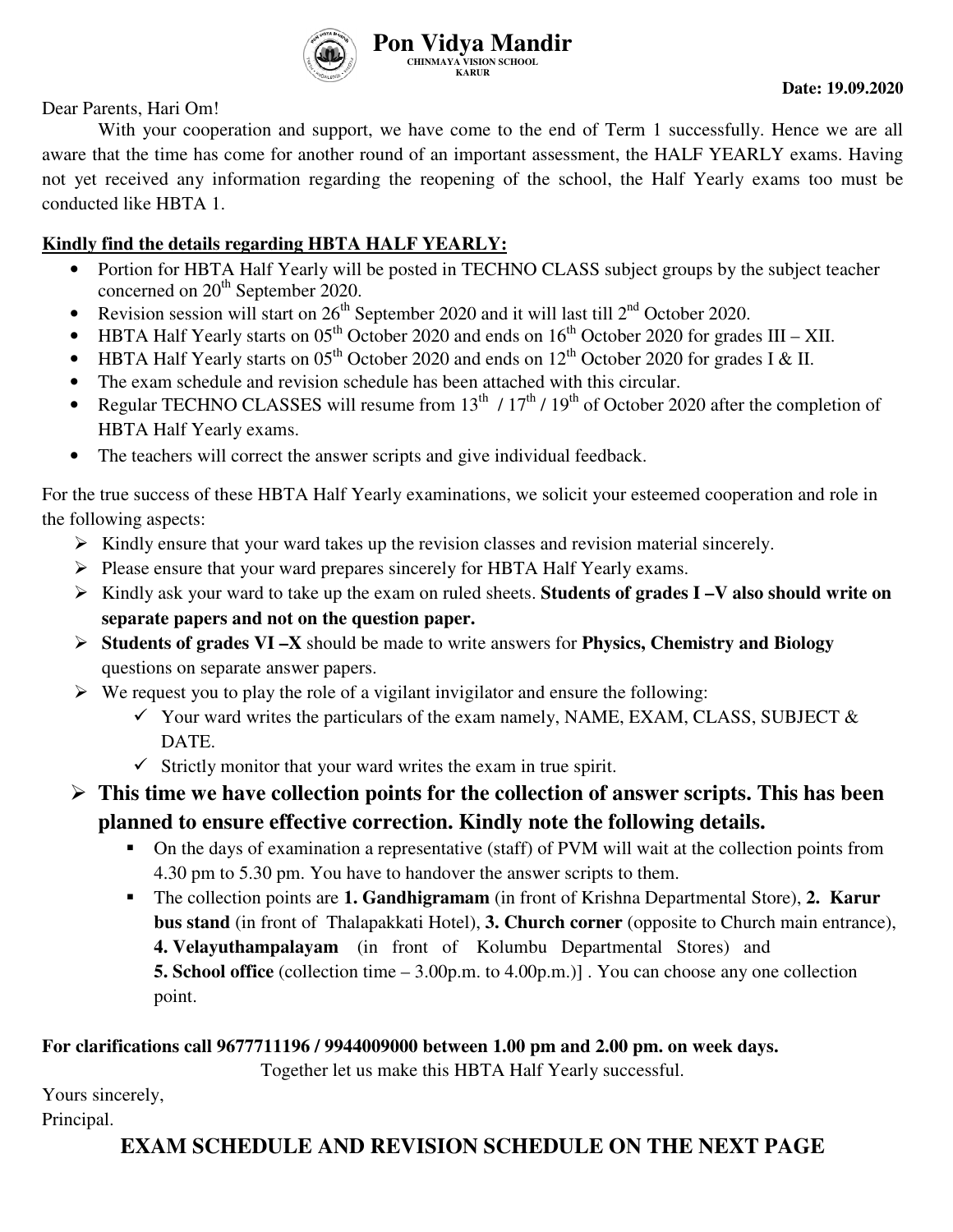# Pon Vidya Mandir

**CHINMAYA VISION SCHOOL**
**KARUR**

**Date: 19.09.2020**

Dear Parents, Hari Om!

With your cooperation and support, we have come to the end of Term 1 successfully. Hence we are all aware that the time has come for another round of an important assessment, the HALF YEARLY exams. Having not yet received any information regarding the reopening of the school, the Half Yearly exams too must be conducted like HBTA 1.

**Kindly find the details regarding HBTA HALF YEARLY:**

- Portion for HBTA Half Yearly will be posted in TECHNO CLASS subject groups by the subject teacher concerned on 20th September 2020.
- Revision session will start on 26th September 2020 and it will last till 2nd October 2020.
- HBTA Half Yearly starts on 05th October 2020 and ends on 16th October 2020 for grades III – XII.
- HBTA Half Yearly starts on 05th October 2020 and ends on 12th October 2020 for grades I & II.
- The exam schedule and revision schedule has been attached with this circular.
- Regular TECHNO CLASSES will resume from 13th / 17th / 19th of October 2020 after the completion of HBTA Half Yearly exams.
- The teachers will correct the answer scripts and give individual feedback.

For the true success of these HBTA Half Yearly examinations, we solicit your esteemed cooperation and role in the following aspects:

- Kindly ensure that your ward takes up the revision classes and revision material sincerely.
- Please ensure that your ward prepares sincerely for HBTA Half Yearly exams.
- Kindly ask your ward to take up the exam on ruled sheets. **Students of grades I –V also should write on separate papers and not on the question paper.**
- **Students of grades VI –X** should be made to write answers for **Physics, Chemistry and Biology** questions on separate answer papers.
- We request you to play the role of a vigilant invigilator and ensure the following:
  - ✓ Your ward writes the particulars of the exam namely, NAME, EXAM, CLASS, SUBJECT & DATE.
  - ✓ Strictly monitor that your ward writes the exam in true spirit.
- **This time we have collection points for the collection of answer scripts. This has been planned to ensure effective correction. Kindly note the following details.**
  - On the days of examination a representative (staff) of PVM will wait at the collection points from 4.30 pm to 5.30 pm. You have to handover the answer scripts to them.
  - The collection points are **1. Gandhigramam** (in front of Krishna Departmental Store), **2. Karur bus stand** (in front of Thalapakkati Hotel), **3. Church corner** (opposite to Church main entrance), **4. Velayuthampalayam** (in front of Kolumbu Departmental Stores) and **5. School office** (collection time – 3.00p.m. to 4.00p.m.)] . You can choose any one collection point.

**For clarifications call 9677711196 / 9944009000 between 1.00 pm and 2.00 pm. on week days.**

Together let us make this HBTA Half Yearly successful.

Yours sincerely,
Principal.

**EXAM SCHEDULE AND REVISION SCHEDULE ON THE NEXT PAGE**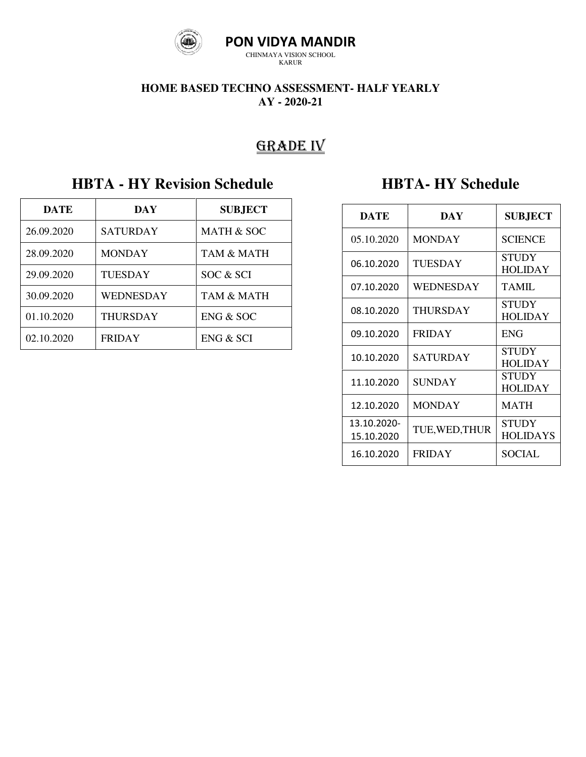# PON VIDYA MANDIR

CHINMAYA VISION SCHOOL
KARUR

**HOME BASED TECHNO ASSESSMENT- HALF YEARLY**
**AY - 2020-21**

## GRADE IV

## HBTA - HY Revision Schedule

| DATE | DAY | SUBJECT |
|---|---|---|
| 26.09.2020 | SATURDAY | MATH & SOC |
| 28.09.2020 | MONDAY | TAM & MATH |
| 29.09.2020 | TUESDAY | SOC & SCI |
| 30.09.2020 | WEDNESDAY | TAM & MATH |
| 01.10.2020 | THURSDAY | ENG & SOC |
| 02.10.2020 | FRIDAY | ENG & SCI |

## HBTA- HY Schedule

| DATE | DAY | SUBJECT |
|---|---|---|
| 05.10.2020 | MONDAY | SCIENCE |
| 06.10.2020 | TUESDAY | STUDY HOLIDAY |
| 07.10.2020 | WEDNESDAY | TAMIL |
| 08.10.2020 | THURSDAY | STUDY HOLIDAY |
| 09.10.2020 | FRIDAY | ENG |
| 10.10.2020 | SATURDAY | STUDY HOLIDAY |
| 11.10.2020 | SUNDAY | STUDY HOLIDAY |
| 12.10.2020 | MONDAY | MATH |
| 13.10.2020-15.10.2020 | TUE,WED,THUR | STUDY HOLIDAYS |
| 16.10.2020 | FRIDAY | SOCIAL |